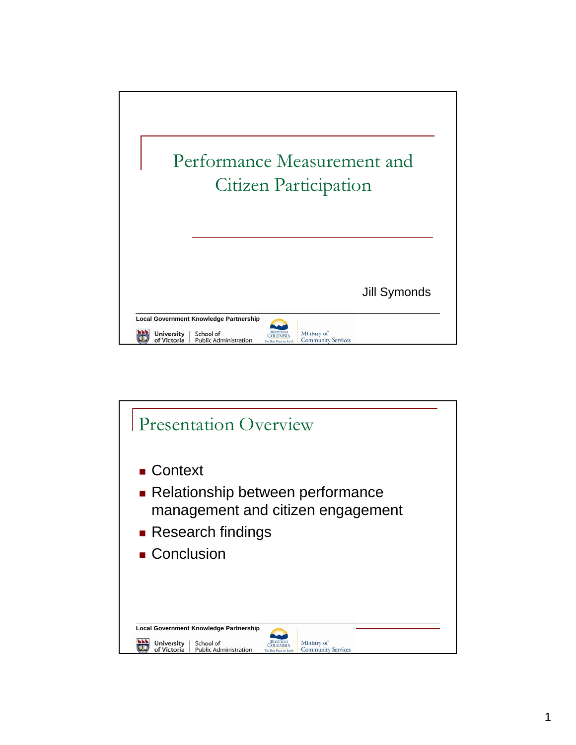# Performance Measurement and Citizen Participation

Jill Symonds

Local Government Knowledge Partnership

University of Victoria | School of Public Administration

British Columbia — Ministry of Community Services

## Presentation Overview

- Context
- Relationship between performance management and citizen engagement
- Research findings
- Conclusion

Local Government Knowledge Partnership

University of Victoria | School of Public Administration

British Columbia — Ministry of Community Services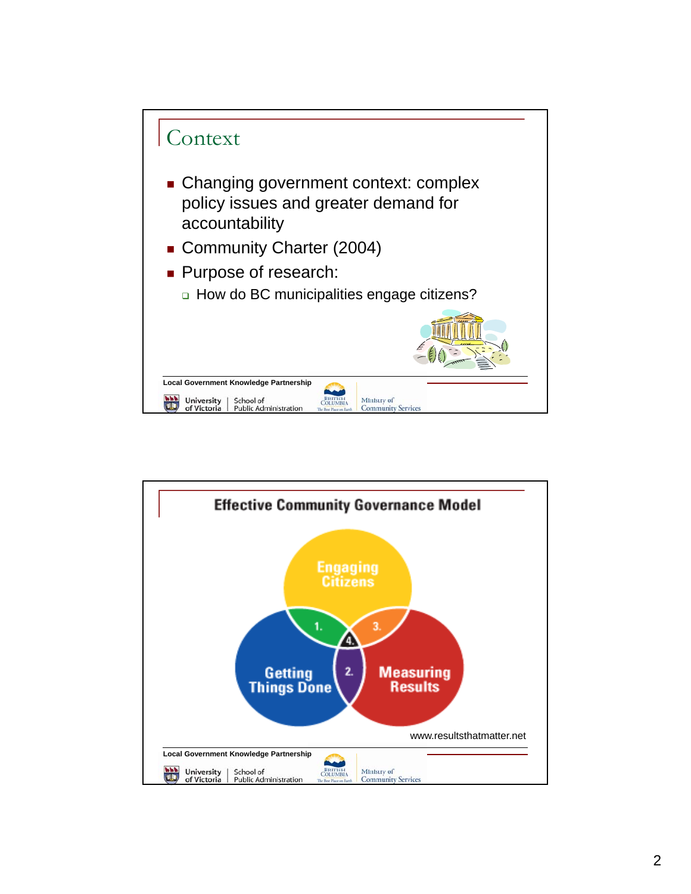## Context

- Changing government context: complex policy issues and greater demand for accountability
- Community Charter (2004)
- Purpose of research:
  - How do BC municipalities engage citizens?

Local Government Knowledge Partnership

University of Victoria | School of Public Administration

British Columbia — Ministry of Community Services

---

## Effective Community Governance Model

Engaging Citizens

Getting Things Done

Measuring Results

1. 2. 3. 4.

www.resultsthatmatter.net

Local Government Knowledge Partnership

University of Victoria | School of Public Administration

British Columbia — Ministry of Community Services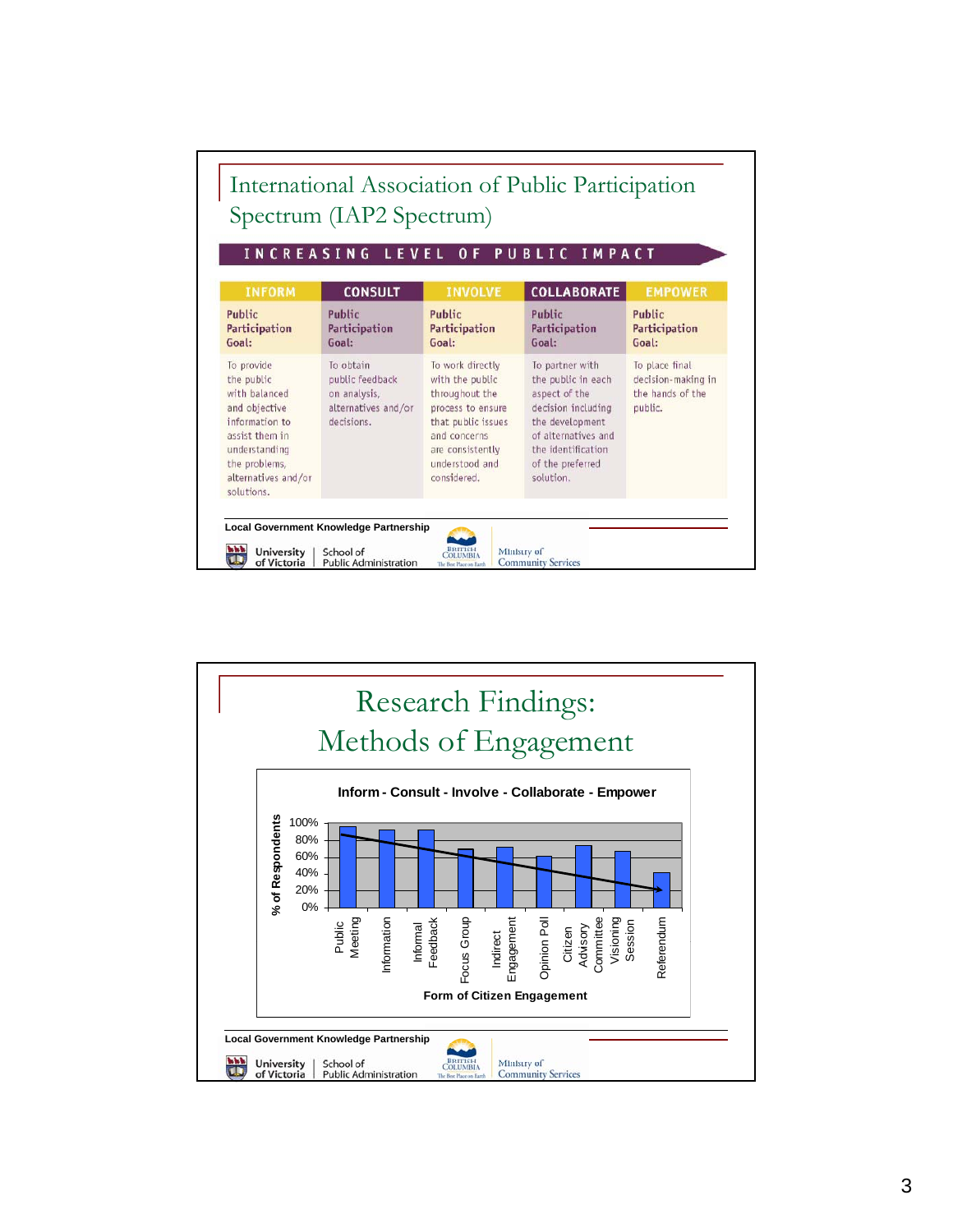## International Association of Public Participation Spectrum (IAP2 Spectrum)

**INCREASING LEVEL OF PUBLIC IMPACT**

| INFORM | CONSULT | INVOLVE | COLLABORATE | EMPOWER |
|---|---|---|---|---|
| **Public Participation Goal:** | **Public Participation Goal:** | **Public Participation Goal:** | **Public Participation Goal:** | **Public Participation Goal:** |
| To provide the public with balanced and objective information to assist them in understanding the problems, alternatives and/or solutions. | To obtain public feedback on analysis, alternatives and/or decisions. | To work directly with the public throughout the process to ensure that public issues and concerns are consistently understood and considered. | To partner with the public in each aspect of the decision including the development of alternatives and the identification of the preferred solution. | To place final decision-making in the hands of the public. |

Local Government Knowledge Partnership

University of Victoria | School of Public Administration — British Columbia, Ministry of Community Services

## Research Findings: Methods of Engagement

**Inform - Consult - Involve - Collaborate - Empower**

(Bar chart: % of Respondents by Form of Citizen Engagement — Public Meeting, Information, Informal Feedback, Focus Group, Indirect Engagement, Opinion Poll, Citizen Advisory Committee, Visioning Session, Referendum; y-axis 0%–100%, with a downward trend line.)

Local Government Knowledge Partnership

University of Victoria | School of Public Administration — British Columbia, Ministry of Community Services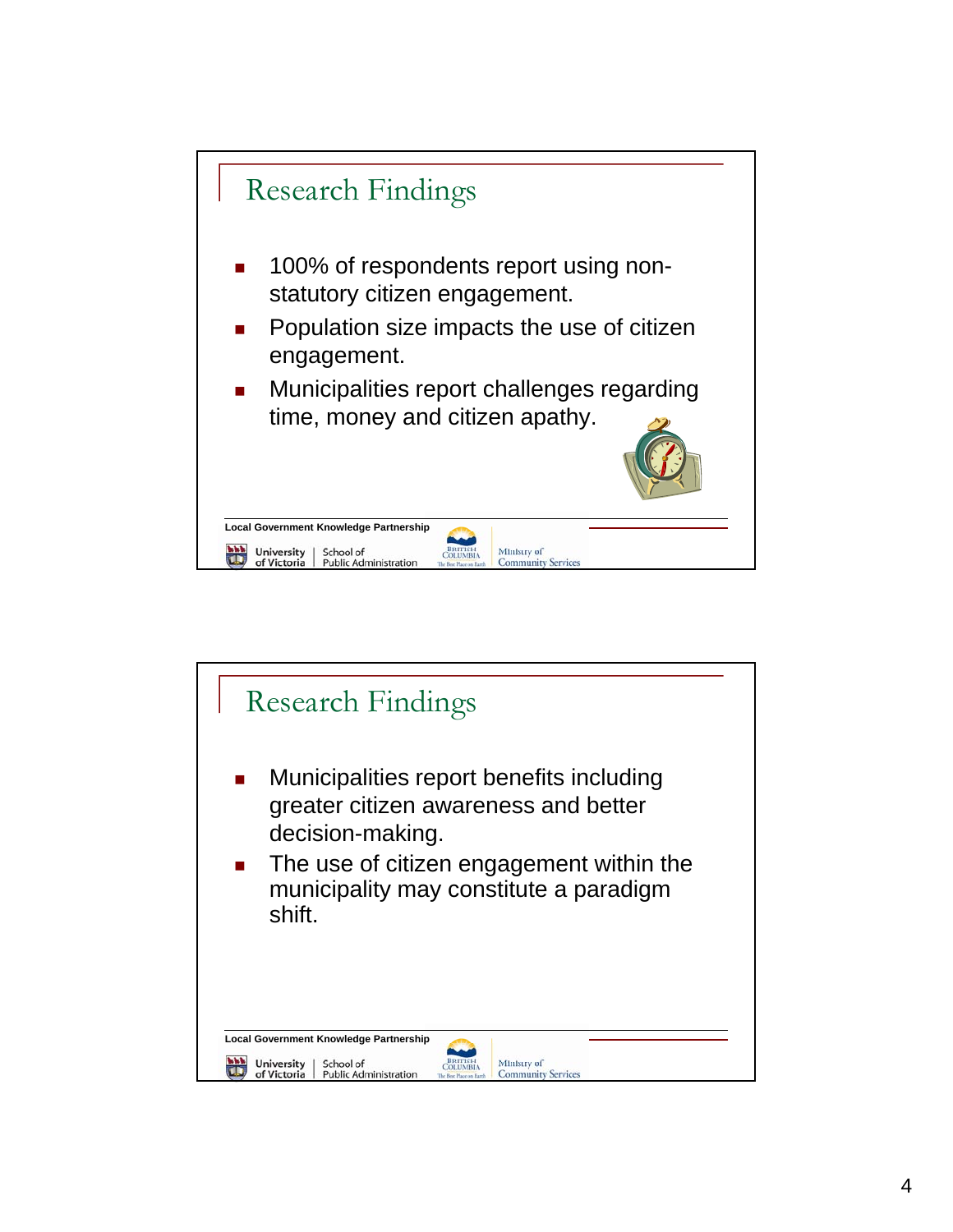## Research Findings

- 100% of respondents report using non-statutory citizen engagement.
- Population size impacts the use of citizen engagement.
- Municipalities report challenges regarding time, money and citizen apathy.

Local Government Knowledge Partnership

University of Victoria | School of Public Administration

British Columbia — Ministry of Community Services

## Research Findings

- Municipalities report benefits including greater citizen awareness and better decision-making.
- The use of citizen engagement within the municipality may constitute a paradigm shift.

Local Government Knowledge Partnership

University of Victoria | School of Public Administration

British Columbia — Ministry of Community Services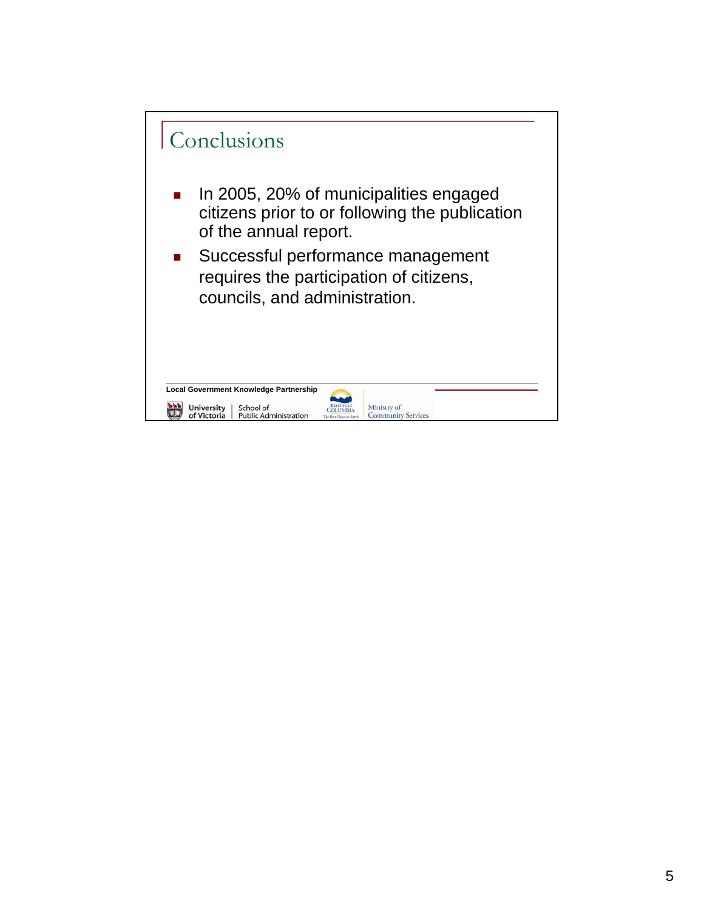## Conclusions

- In 2005, 20% of municipalities engaged citizens prior to or following the publication of the annual report.
- Successful performance management requires the participation of citizens, councils, and administration.

**Local Government Knowledge Partnership**

University of Victoria | School of Public Administration

British Columbia — Ministry of Community Services